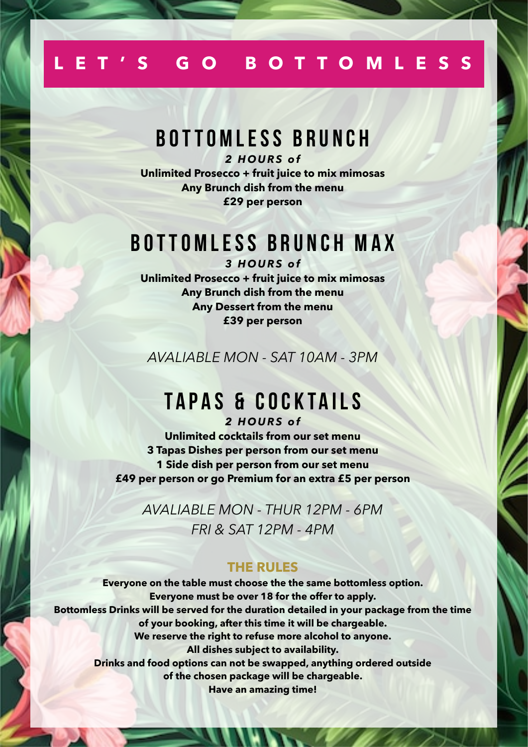# LET'S GO BOTTOMLESS

## BOTTOMLESS BRUNCH

***2 HOURS of***

**Unlimited Prosecco + fruit juice to mix mimosas**
**Any Brunch dish from the menu**
**£29 per person**

## BOTTOMLESS BRUNCH MAX

***3 HOURS of***

**Unlimited Prosecco + fruit juice to mix mimosas**
**Any Brunch dish from the menu**
**Any Dessert from the menu**
**£39 per person**

*AVALIABLE MON - SAT 10AM - 3PM*

## TAPAS & COCKTAILS

***2 HOURS of***

**Unlimited cocktails from our set menu**
**3 Tapas Dishes per person from our set menu**
**1 Side dish per person from our set menu**
**£49 per person or go Premium for an extra £5 per person**

*AVALIABLE MON - THUR 12PM - 6PM*
*FRI & SAT 12PM - 4PM*

### THE RULES

**Everyone on the table must choose the the same bottomless option.**
**Everyone must be over 18 for the offer to apply.**
**Bottomless Drinks will be served for the duration detailed in your package from the time of your booking, after this time it will be chargeable.**
**We reserve the right to refuse more alcohol to anyone.**
**All dishes subject to availability.**
**Drinks and food options can not be swapped, anything ordered outside of the chosen package will be chargeable.**
**Have an amazing time!**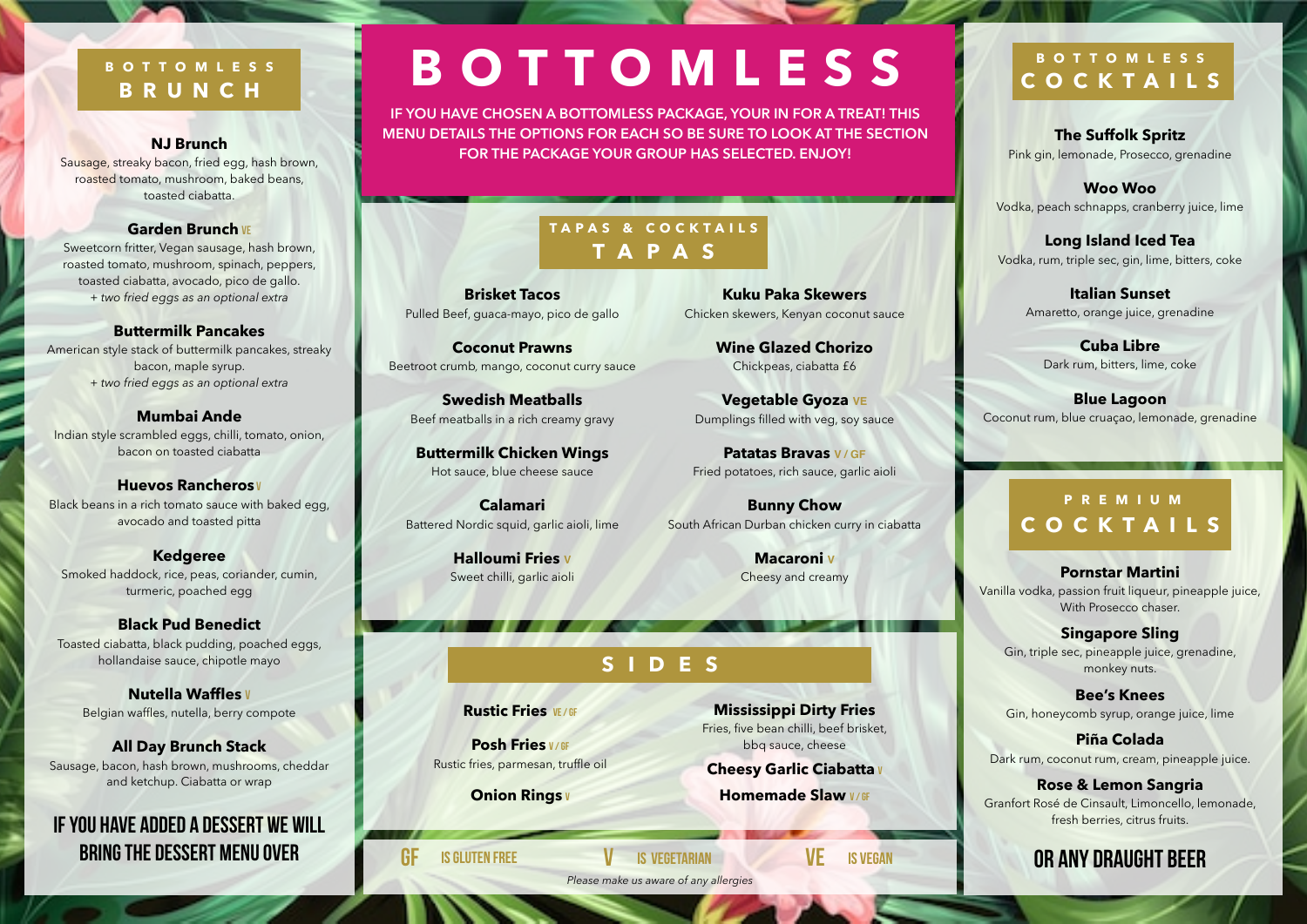# BOTTOMLESS

IF YOU HAVE CHOSEN A BOTTOMLESS PACKAGE, YOUR IN FOR A TREAT! THIS MENU DETAILS THE OPTIONS FOR EACH SO BE SURE TO LOOK AT THE SECTION FOR THE PACKAGE YOUR GROUP HAS SELECTED. ENJOY!

## BOTTOMLESS BRUNCH

**NJ Brunch**
Sausage, streaky bacon, fried egg, hash brown, roasted tomato, mushroom, baked beans, toasted ciabatta.

**Garden Brunch** VE
Sweetcorn fritter, Vegan sausage, hash brown, roasted tomato, mushroom, spinach, peppers, toasted ciabatta, avocado, pico de gallo.
*+ two fried eggs as an optional extra*

**Buttermilk Pancakes**
American style stack of buttermilk pancakes, streaky bacon, maple syrup.
*+ two fried eggs as an optional extra*

**Mumbai Ande**
Indian style scrambled eggs, chilli, tomato, onion, bacon on toasted ciabatta

**Huevos Rancheros** V
Black beans in a rich tomato sauce with baked egg, avocado and toasted pitta

**Kedgeree**
Smoked haddock, rice, peas, coriander, cumin, turmeric, poached egg

**Black Pud Benedict**
Toasted ciabatta, black pudding, poached eggs, hollandaise sauce, chipotle mayo

**Nutella Waffles** V
Belgian waffles, nutella, berry compote

**All Day Brunch Stack**
Sausage, bacon, hash brown, mushrooms, cheddar and ketchup. Ciabatta or wrap

IF YOU HAVE ADDED A DESSERT WE WILL BRING THE DESSERT MENU OVER

## TAPAS & COCKTAILS
## TAPAS

**Brisket Tacos**
Pulled Beef, guaca-mayo, pico de gallo

**Coconut Prawns**
Beetroot crumb, mango, coconut curry sauce

**Swedish Meatballs**
Beef meatballs in a rich creamy gravy

**Buttermilk Chicken Wings**
Hot sauce, blue cheese sauce

**Calamari**
Battered Nordic squid, garlic aioli, lime

**Halloumi Fries** V
Sweet chilli, garlic aioli

**Kuku Paka Skewers**
Chicken skewers, Kenyan coconut sauce

**Wine Glazed Chorizo**
Chickpeas, ciabatta £6

**Vegetable Gyoza** VE
Dumplings filled with veg, soy sauce

**Patatas Bravas** V / GF
Fried potatoes, rich sauce, garlic aioli

**Bunny Chow**
South African Durban chicken curry in ciabatta

**Macaroni** V
Cheesy and creamy

## SIDES

**Rustic Fries** VE / GF

**Posh Fries** V / GF
Rustic fries, parmesan, truffle oil

**Onion Rings** V

**Mississippi Dirty Fries**
Fries, five bean chilli, beef brisket, bbq sauce, cheese

**Cheesy Garlic Ciabatta** V

**Homemade Slaw** V / GF

GF IS GLUTEN FREE V IS VEGETARIAN VE IS VEGAN

*Please make us aware of any allergies*

## BOTTOMLESS COCKTAILS

**The Suffolk Spritz**
Pink gin, lemonade, Prosecco, grenadine

**Woo Woo**
Vodka, peach schnapps, cranberry juice, lime

**Long Island Iced Tea**
Vodka, rum, triple sec, gin, lime, bitters, coke

**Italian Sunset**
Amaretto, orange juice, grenadine

**Cuba Libre**
Dark rum, bitters, lime, coke

**Blue Lagoon**
Coconut rum, blue cruaçao, lemonade, grenadine

## PREMIUM COCKTAILS

**Pornstar Martini**
Vanilla vodka, passion fruit liqueur, pineapple juice, With Prosecco chaser.

**Singapore Sling**
Gin, triple sec, pineapple juice, grenadine, monkey nuts.

**Bee's Knees**
Gin, honeycomb syrup, orange juice, lime

**Piña Colada**
Dark rum, coconut rum, cream, pineapple juice.

**Rose & Lemon Sangria**
Granfort Rosé de Cinsault, Limoncello, lemonade, fresh berries, citrus fruits.

OR ANY DRAUGHT BEER